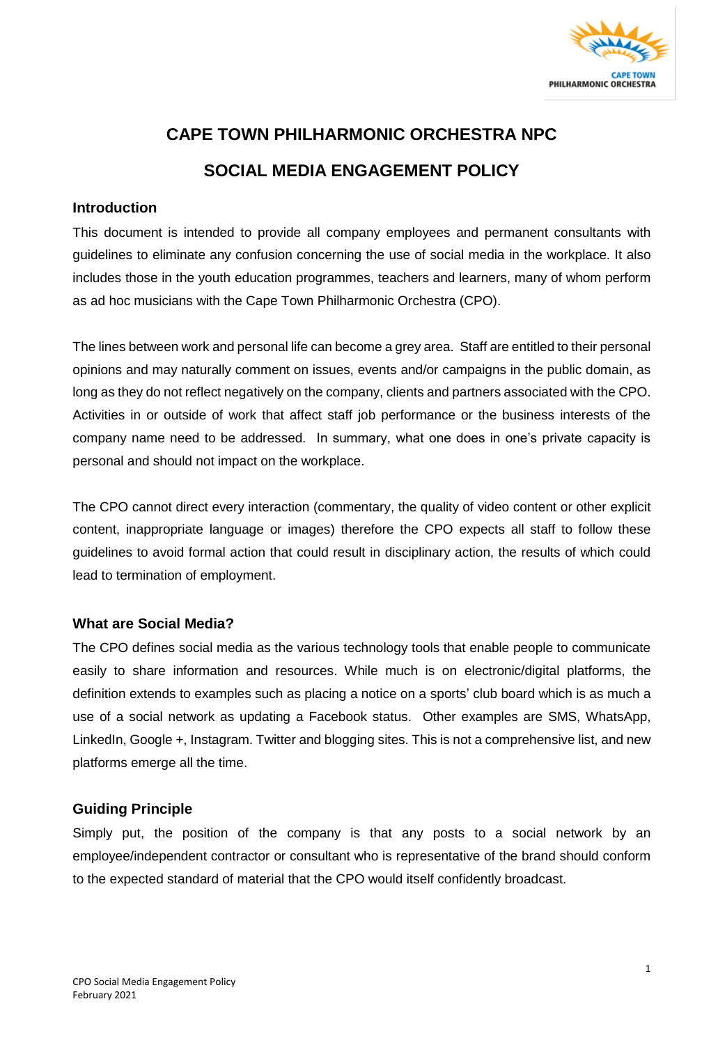# CAPE TOWN PHILHARMONIC ORCHESTRA NPC

# SOCIAL MEDIA ENGAGEMENT POLICY

### Introduction

This document is intended to provide all company employees and permanent consultants with guidelines to eliminate any confusion concerning the use of social media in the workplace. It also includes those in the youth education programmes, teachers and learners, many of whom perform as ad hoc musicians with the Cape Town Philharmonic Orchestra (CPO).

The lines between work and personal life can become a grey area. Staff are entitled to their personal opinions and may naturally comment on issues, events and/or campaigns in the public domain, as long as they do not reflect negatively on the company, clients and partners associated with the CPO. Activities in or outside of work that affect staff job performance or the business interests of the company name need to be addressed. In summary, what one does in one's private capacity is personal and should not impact on the workplace.

The CPO cannot direct every interaction (commentary, the quality of video content or other explicit content, inappropriate language or images) therefore the CPO expects all staff to follow these guidelines to avoid formal action that could result in disciplinary action, the results of which could lead to termination of employment.

### What are Social Media?

The CPO defines social media as the various technology tools that enable people to communicate easily to share information and resources. While much is on electronic/digital platforms, the definition extends to examples such as placing a notice on a sports' club board which is as much a use of a social network as updating a Facebook status. Other examples are SMS, WhatsApp, LinkedIn, Google +, Instagram. Twitter and blogging sites. This is not a comprehensive list, and new platforms emerge all the time.

### Guiding Principle

Simply put, the position of the company is that any posts to a social network by an employee/independent contractor or consultant who is representative of the brand should conform to the expected standard of material that the CPO would itself confidently broadcast.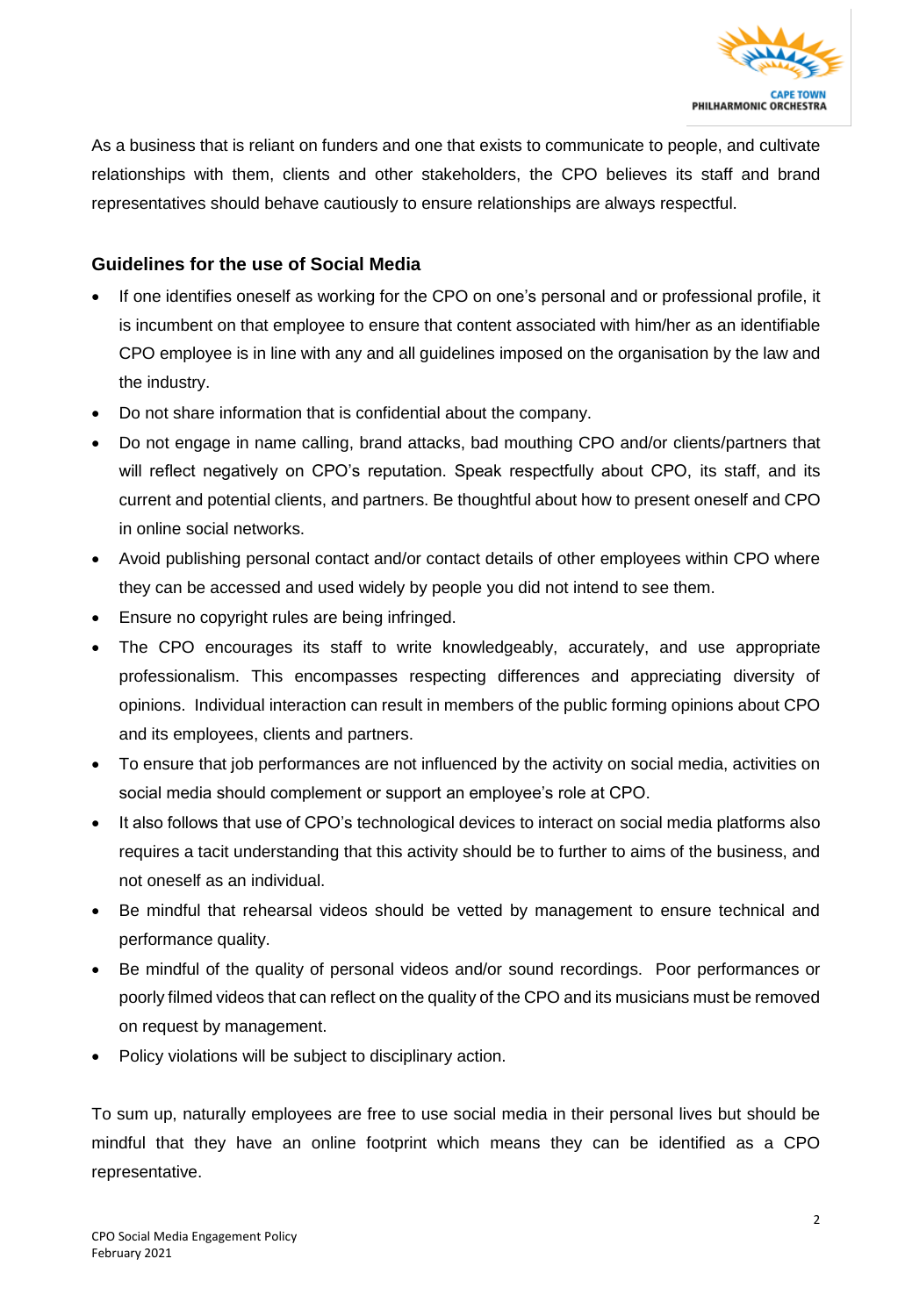As a business that is reliant on funders and one that exists to communicate to people, and cultivate relationships with them, clients and other stakeholders, the CPO believes its staff and brand representatives should behave cautiously to ensure relationships are always respectful.

### Guidelines for the use of Social Media

- If one identifies oneself as working for the CPO on one's personal and or professional profile, it is incumbent on that employee to ensure that content associated with him/her as an identifiable CPO employee is in line with any and all guidelines imposed on the organisation by the law and the industry.
- Do not share information that is confidential about the company.
- Do not engage in name calling, brand attacks, bad mouthing CPO and/or clients/partners that will reflect negatively on CPO's reputation. Speak respectfully about CPO, its staff, and its current and potential clients, and partners. Be thoughtful about how to present oneself and CPO in online social networks.
- Avoid publishing personal contact and/or contact details of other employees within CPO where they can be accessed and used widely by people you did not intend to see them.
- Ensure no copyright rules are being infringed.
- The CPO encourages its staff to write knowledgeably, accurately, and use appropriate professionalism. This encompasses respecting differences and appreciating diversity of opinions. Individual interaction can result in members of the public forming opinions about CPO and its employees, clients and partners.
- To ensure that job performances are not influenced by the activity on social media, activities on social media should complement or support an employee's role at CPO.
- It also follows that use of CPO's technological devices to interact on social media platforms also requires a tacit understanding that this activity should be to further to aims of the business, and not oneself as an individual.
- Be mindful that rehearsal videos should be vetted by management to ensure technical and performance quality.
- Be mindful of the quality of personal videos and/or sound recordings. Poor performances or poorly filmed videos that can reflect on the quality of the CPO and its musicians must be removed on request by management.
- Policy violations will be subject to disciplinary action.

To sum up, naturally employees are free to use social media in their personal lives but should be mindful that they have an online footprint which means they can be identified as a CPO representative.